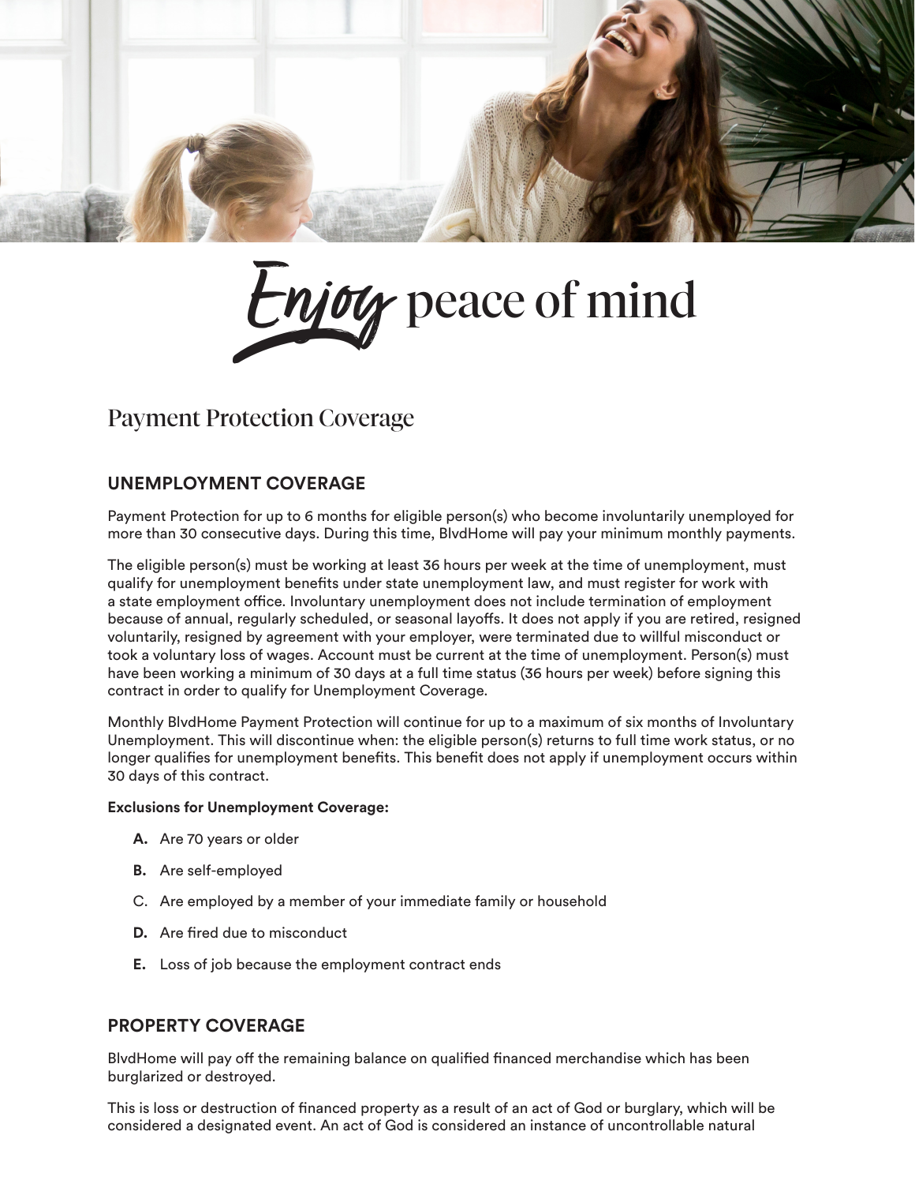# *Enjoy* peace of mind

## Payment Protection Coverage

### UNEMPLOYMENT COVERAGE

Payment Protection for up to 6 months for eligible person(s) who become involuntarily unemployed for more than 30 consecutive days. During this time, BlvdHome will pay your minimum monthly payments.

The eligible person(s) must be working at least 36 hours per week at the time of unemployment, must qualify for unemployment benefits under state unemployment law, and must register for work with a state employment office. Involuntary unemployment does not include termination of employment because of annual, regularly scheduled, or seasonal layoffs. It does not apply if you are retired, resigned voluntarily, resigned by agreement with your employer, were terminated due to willful misconduct or took a voluntary loss of wages. Account must be current at the time of unemployment. Person(s) must have been working a minimum of 30 days at a full time status (36 hours per week) before signing this contract in order to qualify for Unemployment Coverage.

Monthly BlvdHome Payment Protection will continue for up to a maximum of six months of Involuntary Unemployment. This will discontinue when: the eligible person(s) returns to full time work status, or no longer qualifies for unemployment benefits. This benefit does not apply if unemployment occurs within 30 days of this contract.

**Exclusions for Unemployment Coverage:**

- **A.** Are 70 years or older
- **B.** Are self-employed
- C. Are employed by a member of your immediate family or household
- **D.** Are fired due to misconduct
- **E.** Loss of job because the employment contract ends

### PROPERTY COVERAGE

BlvdHome will pay off the remaining balance on qualified financed merchandise which has been burglarized or destroyed.

This is loss or destruction of financed property as a result of an act of God or burglary, which will be considered a designated event. An act of God is considered an instance of uncontrollable natural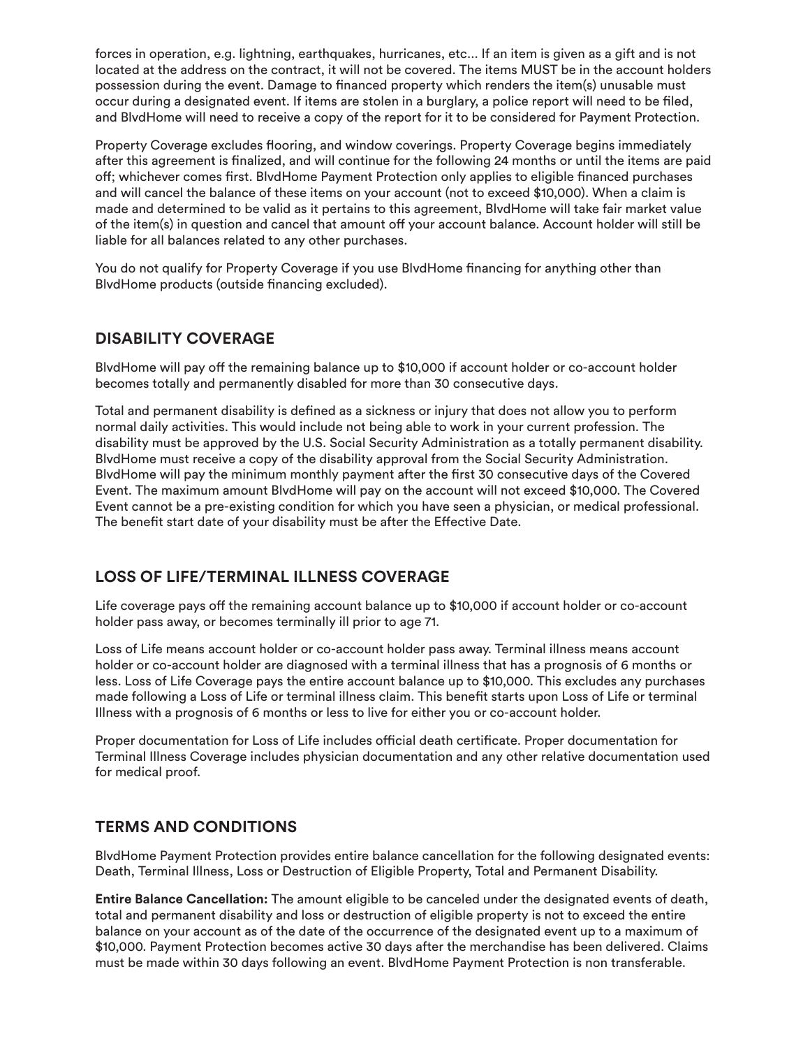forces in operation, e.g. lightning, earthquakes, hurricanes, etc... If an item is given as a gift and is not located at the address on the contract, it will not be covered. The items MUST be in the account holders possession during the event. Damage to financed property which renders the item(s) unusable must occur during a designated event. If items are stolen in a burglary, a police report will need to be filed, and BlvdHome will need to receive a copy of the report for it to be considered for Payment Protection.

Property Coverage excludes flooring, and window coverings. Property Coverage begins immediately after this agreement is finalized, and will continue for the following 24 months or until the items are paid off; whichever comes first. BlvdHome Payment Protection only applies to eligible financed purchases and will cancel the balance of these items on your account (not to exceed $10,000). When a claim is made and determined to be valid as it pertains to this agreement, BlvdHome will take fair market value of the item(s) in question and cancel that amount off your account balance. Account holder will still be liable for all balances related to any other purchases.

You do not qualify for Property Coverage if you use BlvdHome financing for anything other than BlvdHome products (outside financing excluded).

## DISABILITY COVERAGE

BlvdHome will pay off the remaining balance up to $10,000 if account holder or co-account holder becomes totally and permanently disabled for more than 30 consecutive days.

Total and permanent disability is defined as a sickness or injury that does not allow you to perform normal daily activities. This would include not being able to work in your current profession. The disability must be approved by the U.S. Social Security Administration as a totally permanent disability. BlvdHome must receive a copy of the disability approval from the Social Security Administration. BlvdHome will pay the minimum monthly payment after the first 30 consecutive days of the Covered Event. The maximum amount BlvdHome will pay on the account will not exceed $10,000. The Covered Event cannot be a pre-existing condition for which you have seen a physician, or medical professional. The benefit start date of your disability must be after the Effective Date.

## LOSS OF LIFE/TERMINAL ILLNESS COVERAGE

Life coverage pays off the remaining account balance up to $10,000 if account holder or co-account holder pass away, or becomes terminally ill prior to age 71.

Loss of Life means account holder or co-account holder pass away. Terminal illness means account holder or co-account holder are diagnosed with a terminal illness that has a prognosis of 6 months or less. Loss of Life Coverage pays the entire account balance up to $10,000. This excludes any purchases made following a Loss of Life or terminal illness claim. This benefit starts upon Loss of Life or terminal Illness with a prognosis of 6 months or less to live for either you or co-account holder.

Proper documentation for Loss of Life includes official death certificate. Proper documentation for Terminal Illness Coverage includes physician documentation and any other relative documentation used for medical proof.

## TERMS AND CONDITIONS

BlvdHome Payment Protection provides entire balance cancellation for the following designated events: Death, Terminal Illness, Loss or Destruction of Eligible Property, Total and Permanent Disability.

**Entire Balance Cancellation:** The amount eligible to be canceled under the designated events of death, total and permanent disability and loss or destruction of eligible property is not to exceed the entire balance on your account as of the date of the occurrence of the designated event up to a maximum of $10,000. Payment Protection becomes active 30 days after the merchandise has been delivered. Claims must be made within 30 days following an event. BlvdHome Payment Protection is non transferable.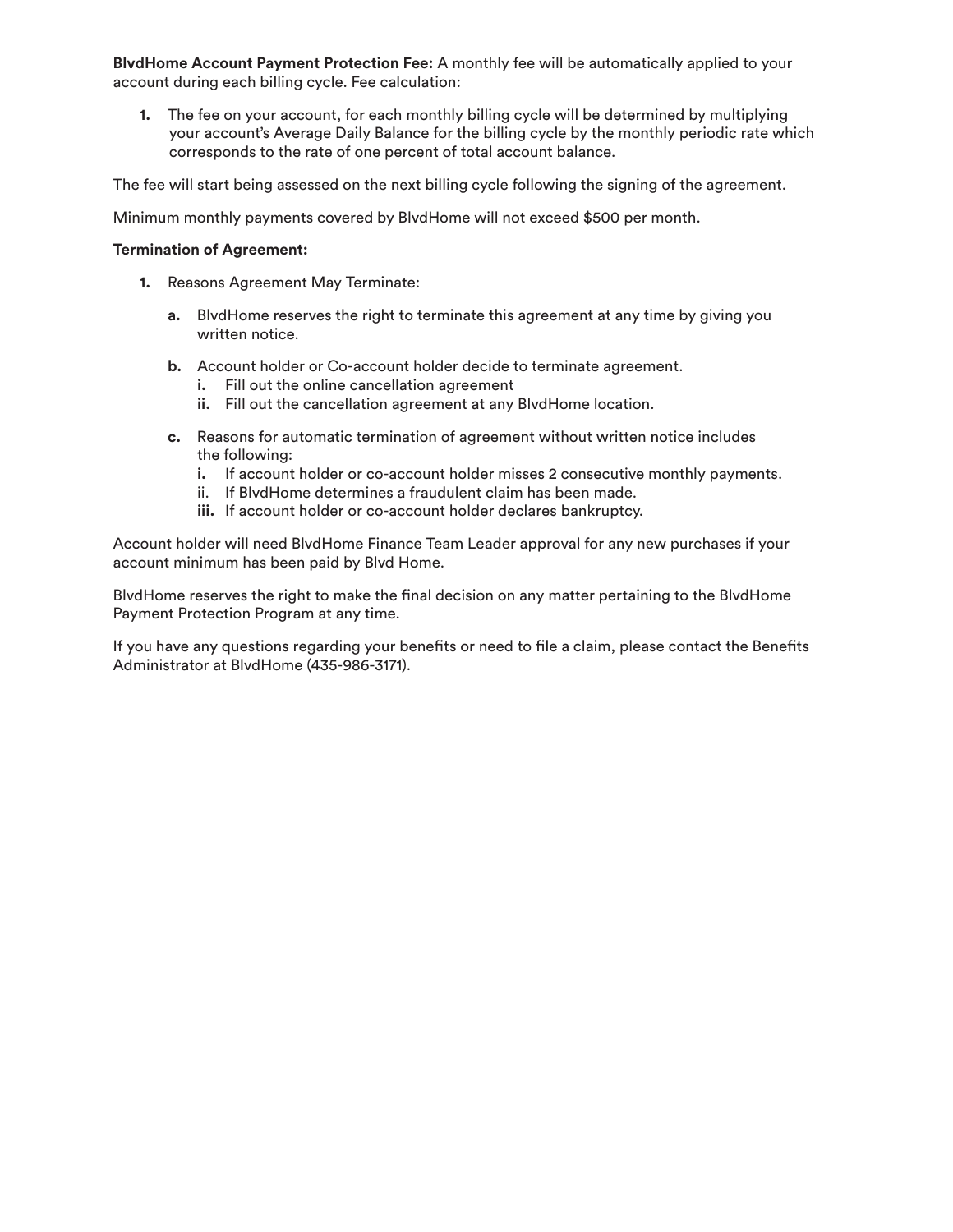**BlvdHome Account Payment Protection Fee:** A monthly fee will be automatically applied to your account during each billing cycle. Fee calculation:

1. The fee on your account, for each monthly billing cycle will be determined by multiplying your account's Average Daily Balance for the billing cycle by the monthly periodic rate which corresponds to the rate of one percent of total account balance.

The fee will start being assessed on the next billing cycle following the signing of the agreement.

Minimum monthly payments covered by BlvdHome will not exceed $500 per month.

**Termination of Agreement:**

1. Reasons Agreement May Terminate:
   - **a.** BlvdHome reserves the right to terminate this agreement at any time by giving you written notice.
   - **b.** Account holder or Co-account holder decide to terminate agreement.
     - **i.** Fill out the online cancellation agreement
     - **ii.** Fill out the cancellation agreement at any BlvdHome location.
   - **c.** Reasons for automatic termination of agreement without written notice includes the following:
     - **i.** If account holder or co-account holder misses 2 consecutive monthly payments.
     - ii. If BlvdHome determines a fraudulent claim has been made.
     - **iii.** If account holder or co-account holder declares bankruptcy.

Account holder will need BlvdHome Finance Team Leader approval for any new purchases if your account minimum has been paid by Blvd Home.

BlvdHome reserves the right to make the final decision on any matter pertaining to the BlvdHome Payment Protection Program at any time.

If you have any questions regarding your benefits or need to file a claim, please contact the Benefits Administrator at BlvdHome (435-986-3171).